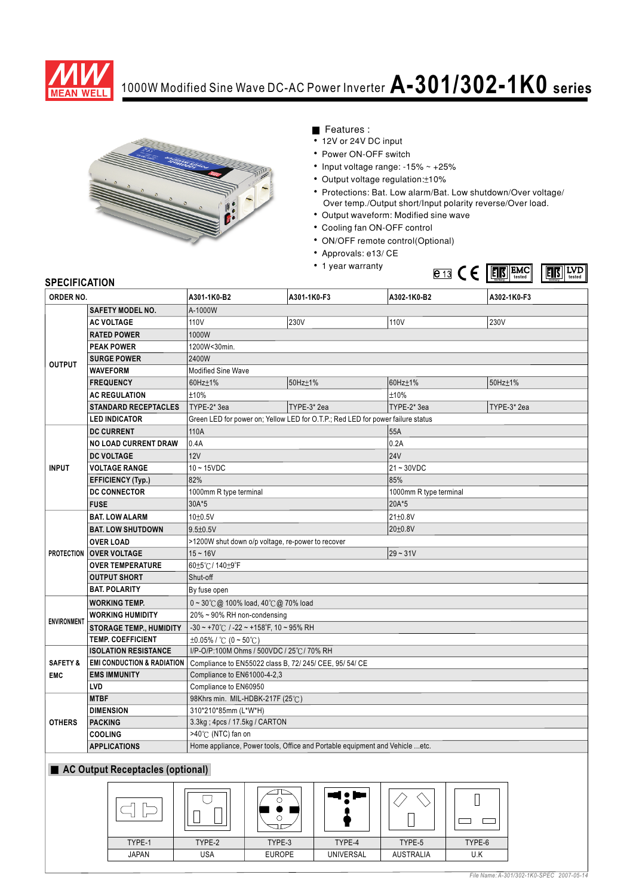# 1000W Modified Sine Wave DC-AC Power Inverter A-301/302-1K0 series

## Features :

- 12V or 24V DC input
- Power ON-OFF switch
- Input voltage range: -15% ~ +25%
- Output voltage regulation:±10%
- Protections: Bat. Low alarm/Bat. Low shutdown/Over voltage/ Over temp./Output short/Input polarity reverse/Over load.
- Output waveform: Modified sine wave
- Cooling fan ON-OFF control
- ON/OFF remote control(Optional)
- Approvals: e13/ CE
- 1 year warranty

## SPECIFICATION

| ORDER NO. | | A301-1K0-B2 | A301-1K0-F3 | A302-1K0-B2 | A302-1K0-F3 |
|---|---|---|---|---|---|
| OUTPUT | SAFETY MODEL NO. | A-1000W | | | |
| | AC VOLTAGE | 110V | 230V | 110V | 230V |
| | RATED POWER | 1000W | | | |
| | PEAK POWER | 1200W<30min. | | | |
| | SURGE POWER | 2400W | | | |
| | WAVEFORM | Modified Sine Wave | | | |
| | FREQUENCY | 60Hz±1% | 50Hz±1% | 60Hz±1% | 50Hz±1% |
| | AC REGULATION | ±10% | | ±10% | |
| | STANDARD RECEPTACLES | TYPE-2* 3ea | TYPE-3* 2ea | TYPE-2* 3ea | TYPE-3* 2ea |
| | LED INDICATOR | Green LED for power on; Yellow LED for O.T.P.; Red LED for power failure status | | | |
| INPUT | DC CURRENT | 110A | | 55A | |
| | NO LOAD CURRENT DRAW | 0.4A | | 0.2A | |
| | DC VOLTAGE | 12V | | 24V | |
| | VOLTAGE RANGE | 10 ~ 15VDC | | 21 ~ 30VDC | |
| | EFFICIENCY (Typ.) | 82% | | 85% | |
| | DC CONNECTOR | 1000mm R type terminal | | 1000mm R type terminal | |
| | FUSE | 30A*5 | | 20A*5 | |
| PROTECTION | BAT. LOW ALARM | 10±0.5V | | 21±0.8V | |
| | BAT. LOW SHUTDOWN | 9.5±0.5V | | 20±0.8V | |
| | OVER LOAD | >1200W shut down o/p voltage, re-power to recover | | | |
| | OVER VOLTAGE | 15 ~ 16V | | 29 ~ 31V | |
| | OVER TEMPERATURE | 60±5℃ / 140±9°F | | | |
| | OUTPUT SHORT | Shut-off | | | |
| | BAT. POLARITY | By fuse open | | | |
| ENVIRONMENT | WORKING TEMP. | 0 ~ 30℃ @ 100% load, 40℃ @ 70% load | | | |
| | WORKING HUMIDITY | 20% ~ 90% RH non-condensing | | | |
| | STORAGE TEMP., HUMIDITY | -30 ~ +70℃ / -22 ~ +158°F, 10 ~ 95% RH | | | |
| | TEMP. COEFFICIENT | ±0.05% / ℃ (0 ~ 50℃) | | | |
| SAFETY & EMC | ISOLATION RESISTANCE | I/P-O/P:100M Ohms / 500VDC / 25℃ / 70% RH | | | |
| | EMI CONDUCTION & RADIATION | Compliance to EN55022 class B, 72/ 245/ CEE, 95/ 54/ CE | | | |
| | EMS IMMUNITY | Compliance to EN61000-4-2,3 | | | |
| | LVD | Compliance to EN60950 | | | |
| OTHERS | MTBF | 98Khrs min. MIL-HDBK-217F (25℃) | | | |
| | DIMENSION | 310*210*85mm (L*W*H) | | | |
| | PACKING | 3.3kg ; 4pcs / 17.5kg / CARTON | | | |
| | COOLING | >40℃ (NTC) fan on | | | |
| | APPLICATIONS | Home appliance, Power tools, Office and Portable equipment and Vehicle ...etc. | | | |

## AC Output Receptacles (optional)

| TYPE-1 | TYPE-2 | TYPE-3 | TYPE-4 | TYPE-5 | TYPE-6 |
|---|---|---|---|---|---|
| JAPAN | USA | EUROPE | UNIVERSAL | AUSTRALIA | U.K |

*File Name: A-301/302-1K0-SPEC 2007-05-14*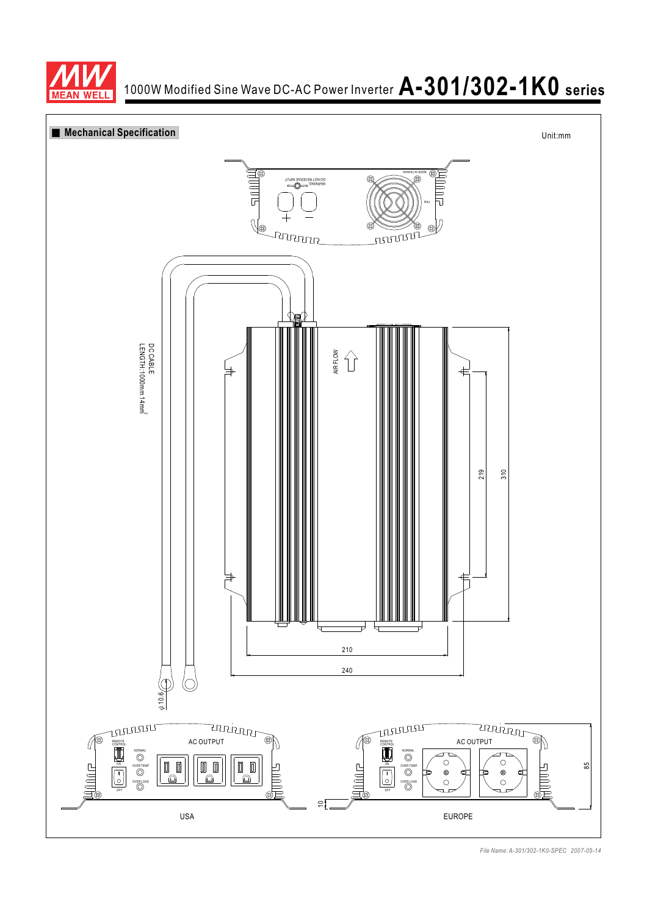## ■ Mechanical Specification

Unit:mm

WARNING: DO NOT REVERSE INPUT

MADE IN TAIWAN

FAN

\+ −

DC CABLE
LENGTH:1000mm 14mm²

AIR FLOW

219

310

210

240

φ10.6

REMOTE CONTROL

ON

OFF

NORMAL

OVER TEMP.

OVERLOAD

AC OUTPUT

USA

EUROPE

10

85

*File Name: A-301/302-1K0-SPEC 2007-05-14*